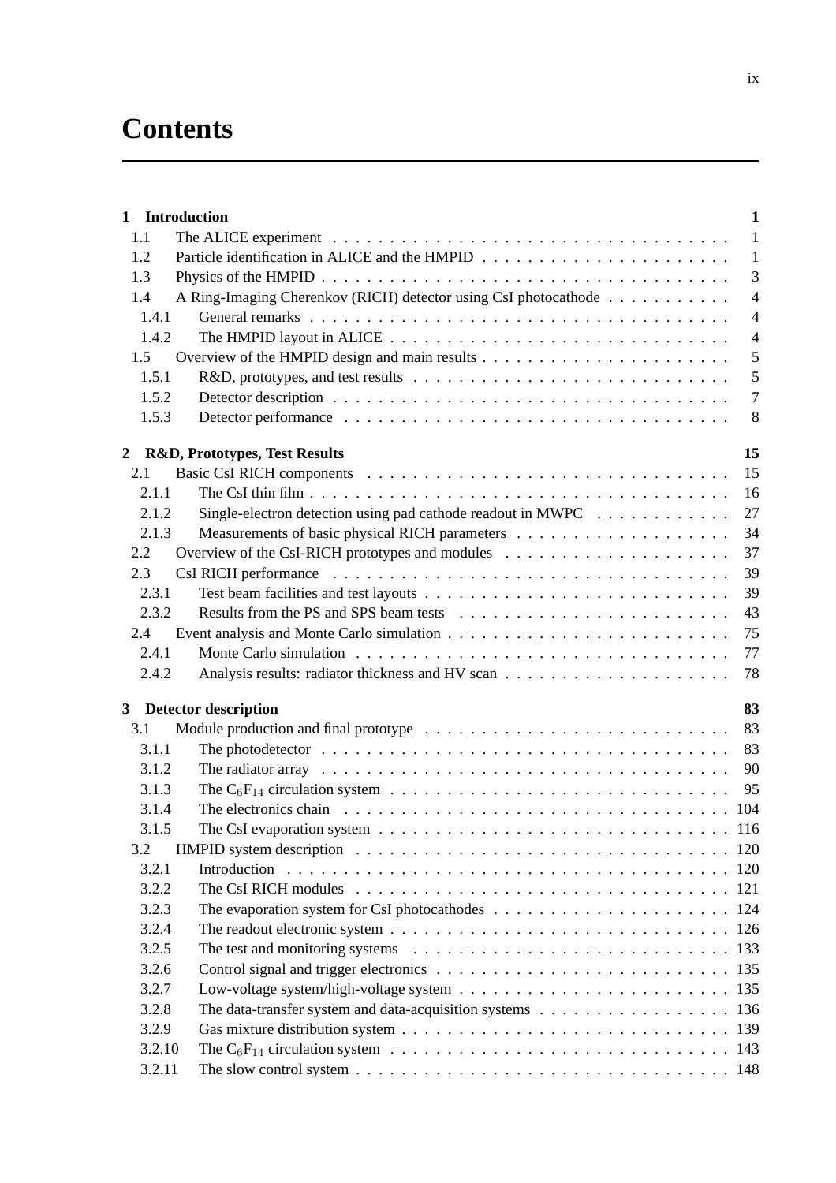# Contents

**1 Introduction** **1**

- 1.1 The ALICE experiment . . . 1
- 1.2 Particle identification in ALICE and the HMPID . . . 1
- 1.3 Physics of the HMPID . . . 3
- 1.4 A Ring-Imaging Cherenkov (RICH) detector using CsI photocathode . . . 4
  - 1.4.1 General remarks . . . 4
  - 1.4.2 The HMPID layout in ALICE . . . 4
- 1.5 Overview of the HMPID design and main results . . . 5
  - 1.5.1 R&D, prototypes, and test results . . . 5
  - 1.5.2 Detector description . . . 7
  - 1.5.3 Detector performance . . . 8

**2 R&D, Prototypes, Test Results** **15**

- 2.1 Basic CsI RICH components . . . 15
  - 2.1.1 The CsI thin film . . . 16
  - 2.1.2 Single-electron detection using pad cathode readout in MWPC . . . 27
  - 2.1.3 Measurements of basic physical RICH parameters . . . 34
- 2.2 Overview of the CsI-RICH prototypes and modules . . . 37
- 2.3 CsI RICH performance . . . 39
  - 2.3.1 Test beam facilities and test layouts . . . 39
  - 2.3.2 Results from the PS and SPS beam tests . . . 43
- 2.4 Event analysis and Monte Carlo simulation . . . 75
  - 2.4.1 Monte Carlo simulation . . . 77
  - 2.4.2 Analysis results: radiator thickness and HV scan . . . 78

**3 Detector description** **83**

- 3.1 Module production and final prototype . . . 83
  - 3.1.1 The photodetector . . . 83
  - 3.1.2 The radiator array . . . 90
  - 3.1.3 The $C_6F_{14}$ circulation system . . . 95
  - 3.1.4 The electronics chain . . . 104
  - 3.1.5 The CsI evaporation system . . . 116
- 3.2 HMPID system description . . . 120
  - 3.2.1 Introduction . . . 120
  - 3.2.2 The CsI RICH modules . . . 121
  - 3.2.3 The evaporation system for CsI photocathodes . . . 124
  - 3.2.4 The readout electronic system . . . 126
  - 3.2.5 The test and monitoring systems . . . 133
  - 3.2.6 Control signal and trigger electronics . . . 135
  - 3.2.7 Low-voltage system/high-voltage system . . . 135
  - 3.2.8 The data-transfer system and data-acquisition systems . . . 136
  - 3.2.9 Gas mixture distribution system . . . 139
  - 3.2.10 The $C_6F_{14}$ circulation system . . . 143
  - 3.2.11 The slow control system . . . 148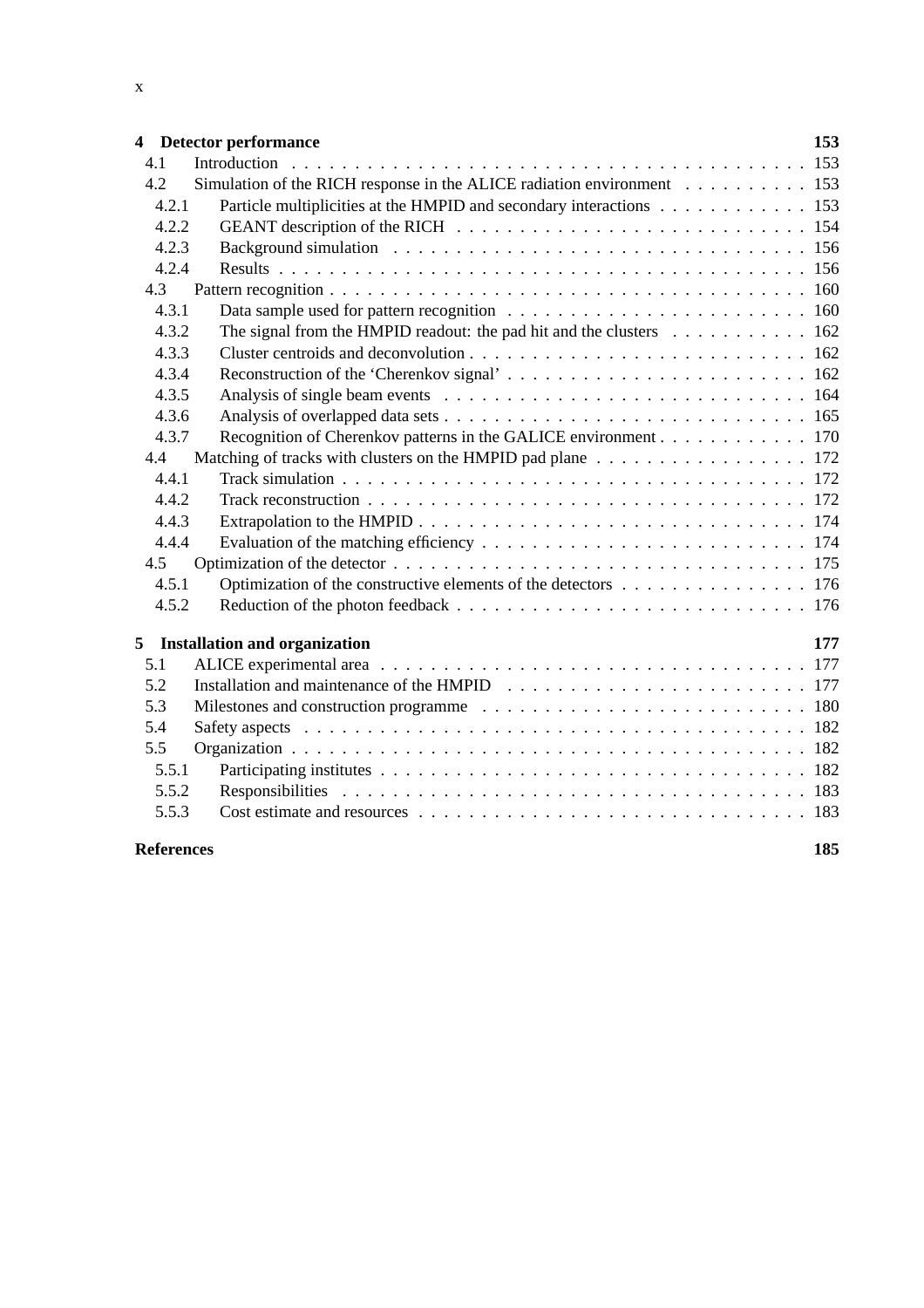**4 Detector performance** **153**

4.1 Introduction . . . . . . . . . . . . . . . . . . . . . . . . . . . . . . . . . . . . . . . . . 153
4.2 Simulation of the RICH response in the ALICE radiation environment . . . . . . . . . . 153
4.2.1 Particle multiplicities at the HMPID and secondary interactions . . . . . . . . . . . . 153
4.2.2 GEANT description of the RICH . . . . . . . . . . . . . . . . . . . . . . . . . . . 154
4.2.3 Background simulation . . . . . . . . . . . . . . . . . . . . . . . . . . . . . . . . 156
4.2.4 Results . . . . . . . . . . . . . . . . . . . . . . . . . . . . . . . . . . . . . . . . 156
4.3 Pattern recognition . . . . . . . . . . . . . . . . . . . . . . . . . . . . . . . . . . . . . 160
4.3.1 Data sample used for pattern recognition . . . . . . . . . . . . . . . . . . . . . . . 160
4.3.2 The signal from the HMPID readout: the pad hit and the clusters . . . . . . . . . . . 162
4.3.3 Cluster centroids and deconvolution . . . . . . . . . . . . . . . . . . . . . . . . . . 162
4.3.4 Reconstruction of the 'Cherenkov signal' . . . . . . . . . . . . . . . . . . . . . . . 162
4.3.5 Analysis of single beam events . . . . . . . . . . . . . . . . . . . . . . . . . . . . 164
4.3.6 Analysis of overlapped data sets . . . . . . . . . . . . . . . . . . . . . . . . . . . . 165
4.3.7 Recognition of Cherenkov patterns in the GALICE environment . . . . . . . . . . . . 170
4.4 Matching of tracks with clusters on the HMPID pad plane . . . . . . . . . . . . . . . . . 172
4.4.1 Track simulation . . . . . . . . . . . . . . . . . . . . . . . . . . . . . . . . . . . . 172
4.4.2 Track reconstruction . . . . . . . . . . . . . . . . . . . . . . . . . . . . . . . . . . 172
4.4.3 Extrapolation to the HMPID . . . . . . . . . . . . . . . . . . . . . . . . . . . . . . 174
4.4.4 Evaluation of the matching efficiency . . . . . . . . . . . . . . . . . . . . . . . . . 174
4.5 Optimization of the detector . . . . . . . . . . . . . . . . . . . . . . . . . . . . . . . . . 175
4.5.1 Optimization of the constructive elements of the detectors . . . . . . . . . . . . . . . 176
4.5.2 Reduction of the photon feedback . . . . . . . . . . . . . . . . . . . . . . . . . . . 176

**5 Installation and organization** **177**

5.1 ALICE experimental area . . . . . . . . . . . . . . . . . . . . . . . . . . . . . . . . . . 177
5.2 Installation and maintenance of the HMPID . . . . . . . . . . . . . . . . . . . . . . . . 177
5.3 Milestones and construction programme . . . . . . . . . . . . . . . . . . . . . . . . . . 180
5.4 Safety aspects . . . . . . . . . . . . . . . . . . . . . . . . . . . . . . . . . . . . . . . . 182
5.5 Organization . . . . . . . . . . . . . . . . . . . . . . . . . . . . . . . . . . . . . . . . . 182
5.5.1 Participating institutes . . . . . . . . . . . . . . . . . . . . . . . . . . . . . . . . . 182
5.5.2 Responsibilities . . . . . . . . . . . . . . . . . . . . . . . . . . . . . . . . . . . . . 183
5.5.3 Cost estimate and resources . . . . . . . . . . . . . . . . . . . . . . . . . . . . . . 183

**References** **185**